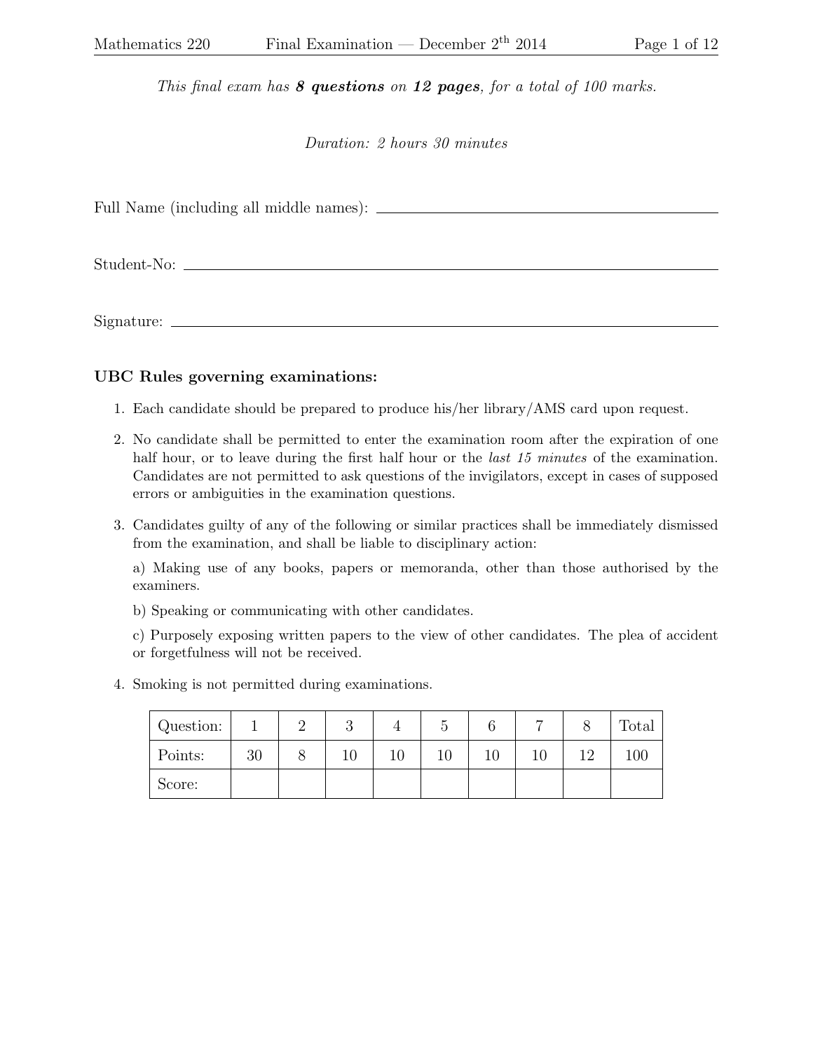*This final exam has **8 questions** on **12 pages**, for a total of 100 marks.*

*Duration: 2 hours 30 minutes*

Full Name (including all middle names): ____________________________________

Student-No: ____________________________________

Signature: ____________________________________

### UBC Rules governing examinations:

1. Each candidate should be prepared to produce his/her library/AMS card upon request.
2. No candidate shall be permitted to enter the examination room after the expiration of one half hour, or to leave during the first half hour or the *last 15 minutes* of the examination. Candidates are not permitted to ask questions of the invigilators, except in cases of supposed errors or ambiguities in the examination questions.
3. Candidates guilty of any of the following or similar practices shall be immediately dismissed from the examination, and shall be liable to disciplinary action:

   a) Making use of any books, papers or memoranda, other than those authorised by the examiners.

   b) Speaking or communicating with other candidates.

   c) Purposely exposing written papers to the view of other candidates. The plea of accident or forgetfulness will not be received.
4. Smoking is not permitted during examinations.

| Question: | 1 | 2 | 3 | 4 | 5 | 6 | 7 | 8 | Total |
|---|---|---|---|---|---|---|---|---|---|
| Points: | 30 | 8 | 10 | 10 | 10 | 10 | 10 | 12 | 100 |
| Score: | | | | | | | | | |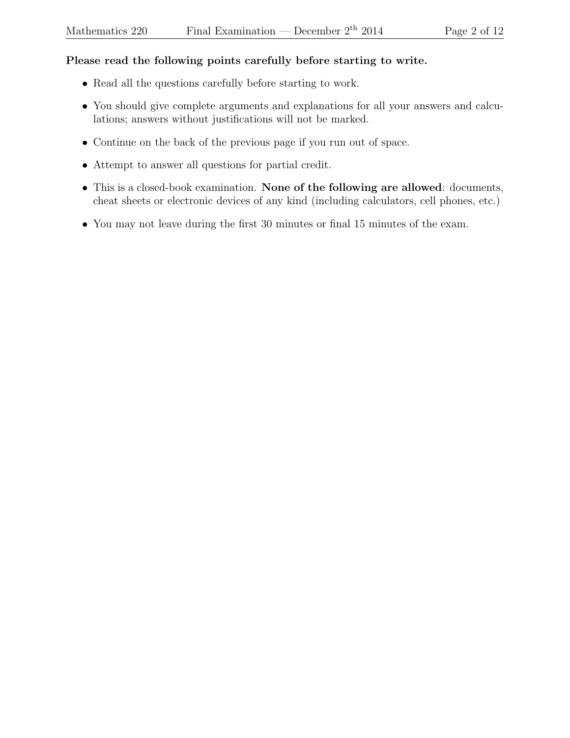**Please read the following points carefully before starting to write.**

- Read all the questions carefully before starting to work.
- You should give complete arguments and explanations for all your answers and calculations; answers without justifications will not be marked.
- Continue on the back of the previous page if you run out of space.
- Attempt to answer all questions for partial credit.
- This is a closed-book examination. **None of the following are allowed**: documents, cheat sheets or electronic devices of any kind (including calculators, cell phones, etc.)
- You may not leave during the first 30 minutes or final 15 minutes of the exam.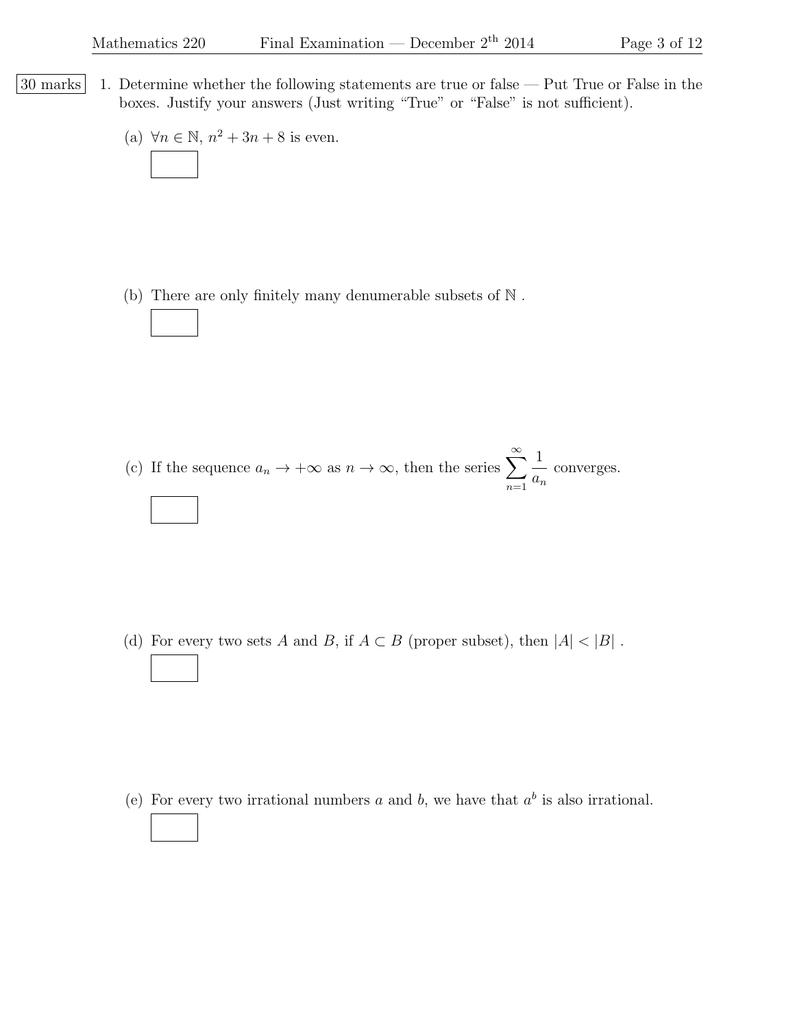30 marks

1. Determine whether the following statements are true or false — Put True or False in the boxes. Justify your answers (Just writing "True" or "False" is not sufficient).

   (a) $\forall n \in \mathbb{N}$, $n^2 + 3n + 8$ is even.

   (b) There are only finitely many denumerable subsets of $\mathbb{N}$ .

   (c) If the sequence $a_n \to +\infty$ as $n \to \infty$, then the series $\displaystyle\sum_{n=1}^{\infty} \frac{1}{a_n}$ converges.

   (d) For every two sets $A$ and $B$, if $A \subset B$ (proper subset), then $|A| < |B|$ .

   (e) For every two irrational numbers $a$ and $b$, we have that $a^b$ is also irrational.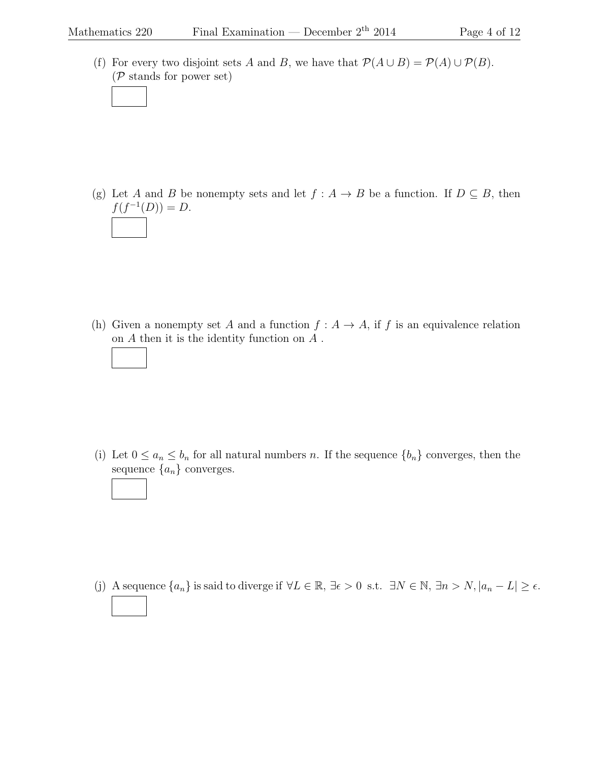(f) For every two disjoint sets $A$ and $B$, we have that $\mathcal{P}(A \cup B) = \mathcal{P}(A) \cup \mathcal{P}(B)$. ($\mathcal{P}$ stands for power set)

(g) Let $A$ and $B$ be nonempty sets and let $f : A \to B$ be a function. If $D \subseteq B$, then $f(f^{-1}(D)) = D$.

(h) Given a nonempty set $A$ and a function $f : A \to A$, if $f$ is an equivalence relation on $A$ then it is the identity function on $A$ .

(i) Let $0 \leq a_n \leq b_n$ for all natural numbers $n$. If the sequence $\{b_n\}$ converges, then the sequence $\{a_n\}$ converges.

(j) A sequence $\{a_n\}$ is said to diverge if $\forall L \in \mathbb{R}, \exists \epsilon > 0$ s.t. $\exists N \in \mathbb{N}, \exists n > N, |a_n - L| \geq \epsilon$.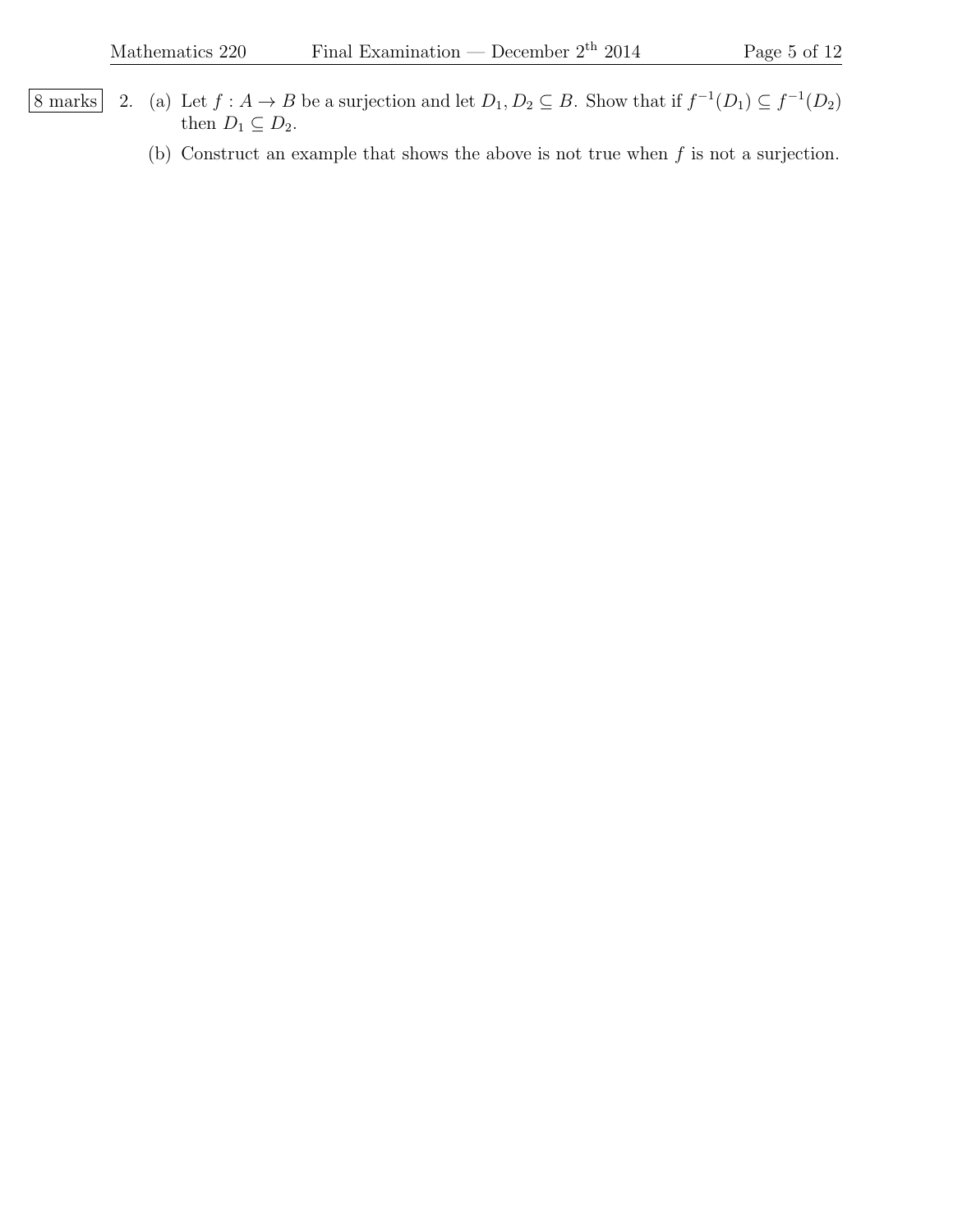8 marks

2. (a) Let $f : A \to B$ be a surjection and let $D_1, D_2 \subseteq B$. Show that if $f^{-1}(D_1) \subseteq f^{-1}(D_2)$ then $D_1 \subseteq D_2$.

   (b) Construct an example that shows the above is not true when $f$ is not a surjection.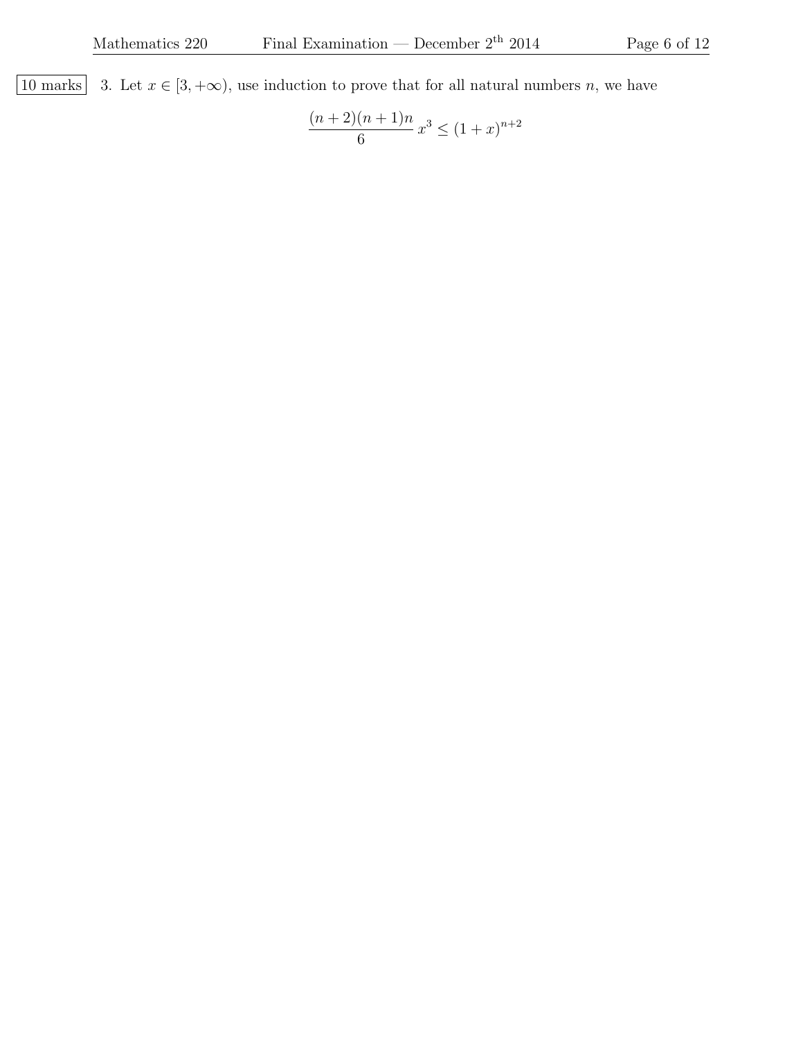10 marks 3. Let $x \in [3, +\infty)$, use induction to prove that for all natural numbers $n$, we have

$$\frac{(n+2)(n+1)n}{6} \, x^3 \leq (1+x)^{n+2}$$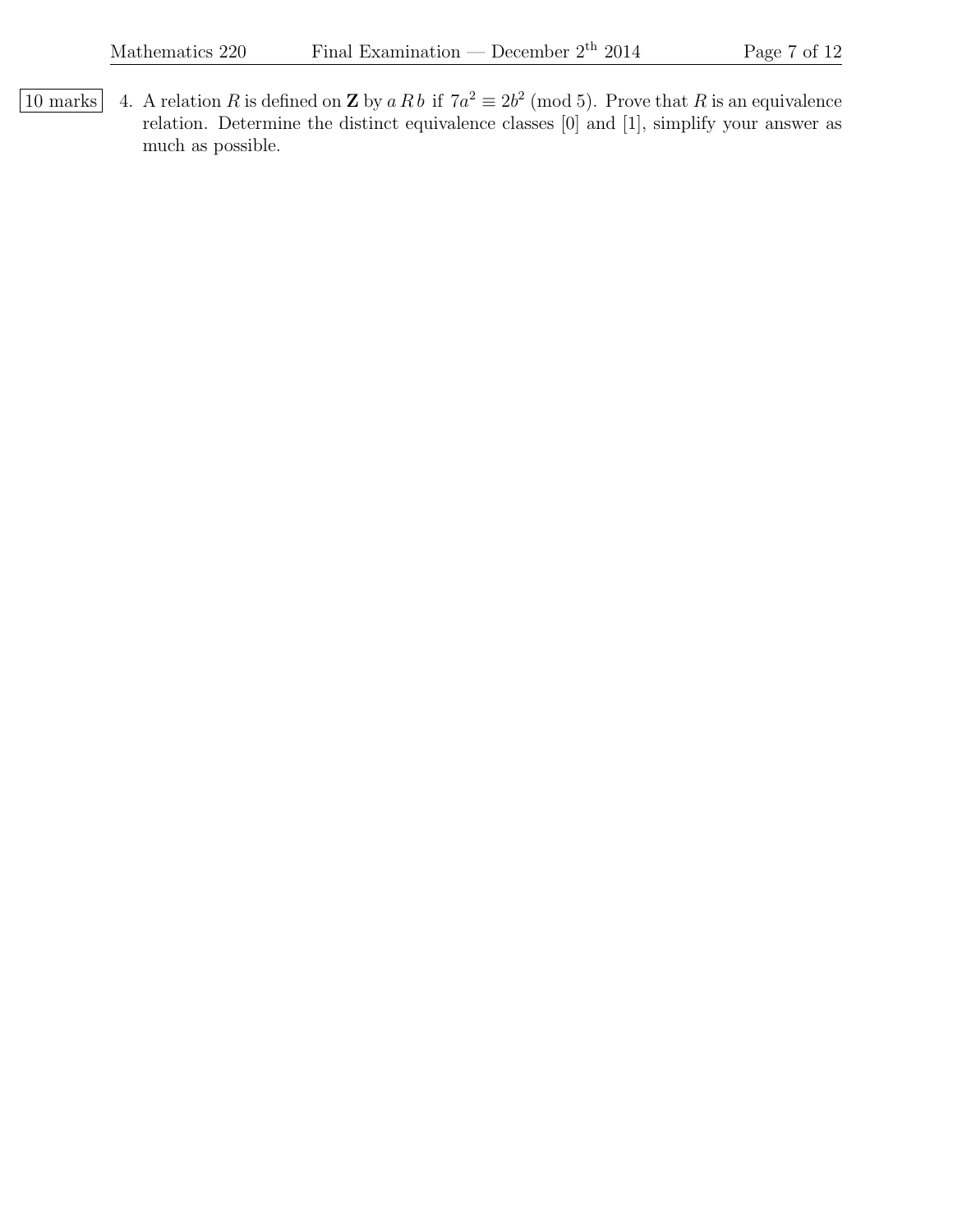10 marks 4. A relation $R$ is defined on $\mathbf{Z}$ by $a \, R \, b$ if $7a^2 \equiv 2b^2 \pmod{5}$. Prove that $R$ is an equivalence relation. Determine the distinct equivalence classes [0] and [1], simplify your answer as much as possible.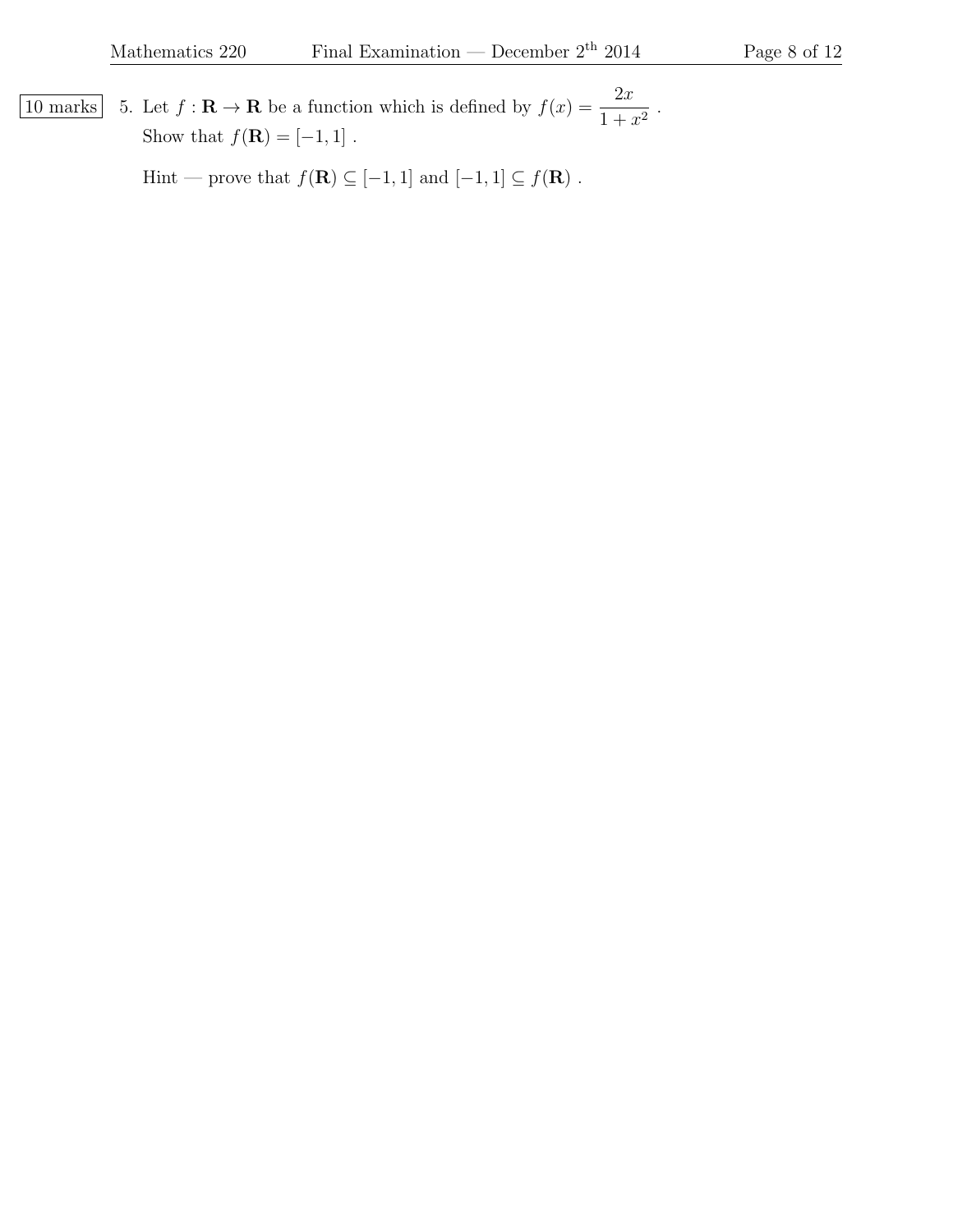10 marks

5. Let $f : \mathbf{R} \to \mathbf{R}$ be a function which is defined by $f(x) = \dfrac{2x}{1+x^2}$ .
Show that $f(\mathbf{R}) = [-1, 1]$ .

Hint — prove that $f(\mathbf{R}) \subseteq [-1, 1]$ and $[-1, 1] \subseteq f(\mathbf{R})$ .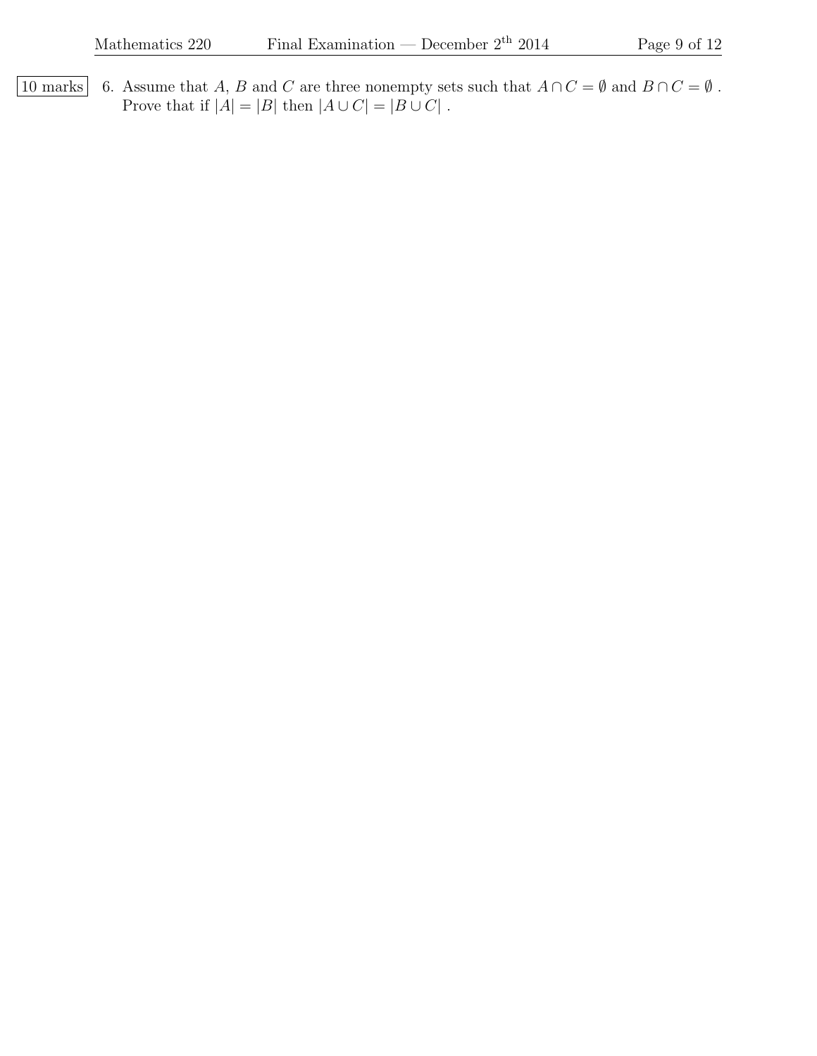10 marks

6. Assume that $A$, $B$ and $C$ are three nonempty sets such that $A \cap C = \emptyset$ and $B \cap C = \emptyset$. Prove that if $|A| = |B|$ then $|A \cup C| = |B \cup C|$.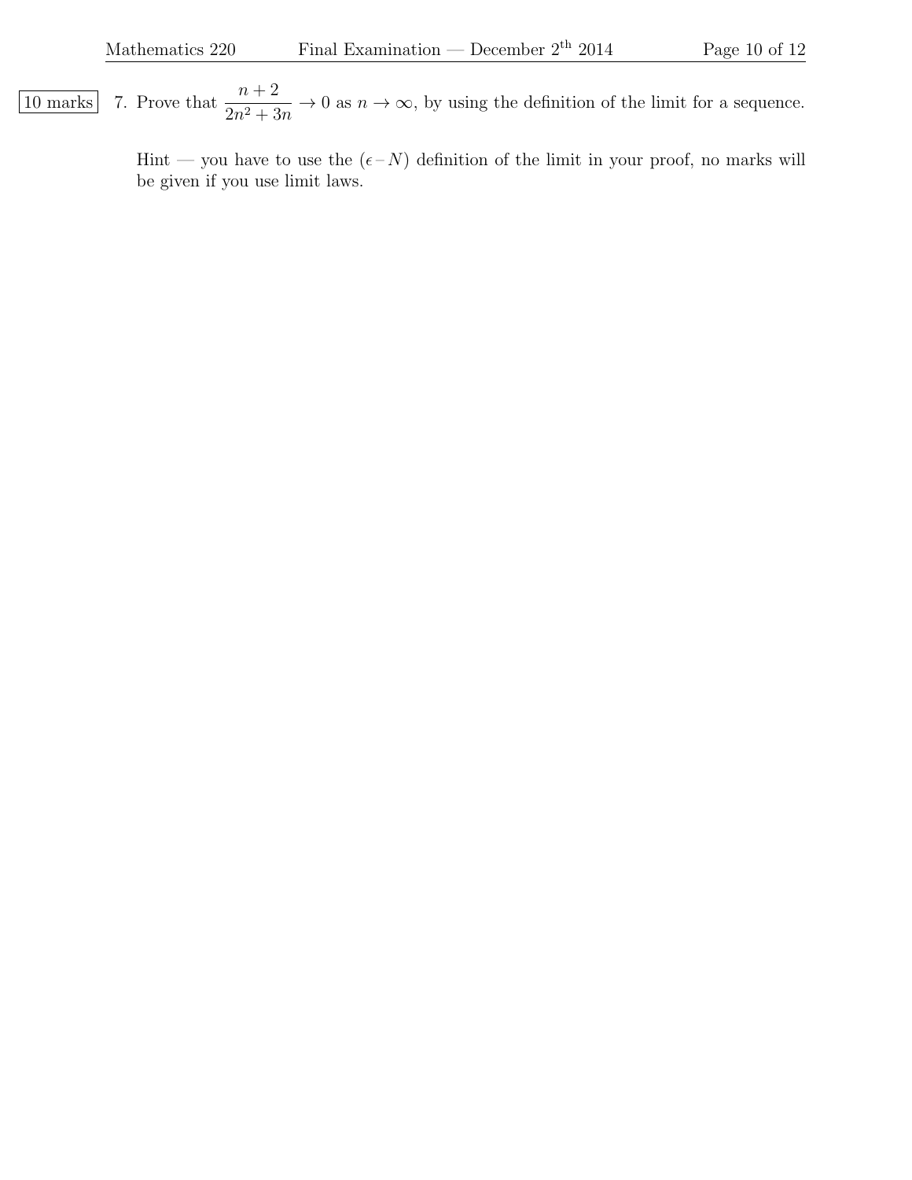10 marks

7. Prove that $\dfrac{n+2}{2n^2+3n} \to 0$ as $n \to \infty$, by using the definition of the limit for a sequence.

   Hint — you have to use the $(\epsilon - N)$ definition of the limit in your proof, no marks will be given if you use limit laws.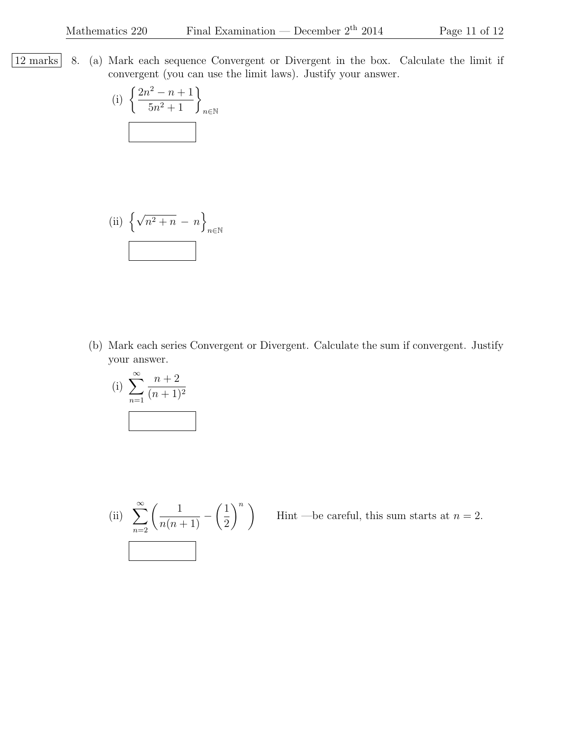12 marks

8. (a) Mark each sequence Convergent or Divergent in the box. Calculate the limit if convergent (you can use the limit laws). Justify your answer.

   (i) $\left\{ \dfrac{2n^2 - n + 1}{5n^2 + 1} \right\}_{n \in \mathbb{N}}$

   (ii) $\left\{ \sqrt{n^2 + n} - n \right\}_{n \in \mathbb{N}}$

   (b) Mark each series Convergent or Divergent. Calculate the sum if convergent. Justify your answer.

   (i) $\displaystyle\sum_{n=1}^{\infty} \frac{n+2}{(n+1)^2}$

   (ii) $\displaystyle\sum_{n=2}^{\infty} \left( \frac{1}{n(n+1)} - \left(\frac{1}{2}\right)^n \right)$  Hint —be careful, this sum starts at $n = 2$.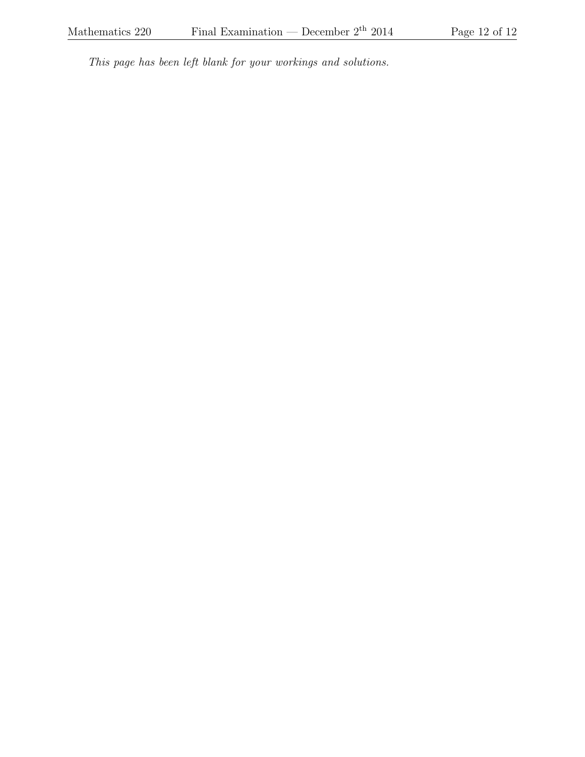*This page has been left blank for your workings and solutions.*